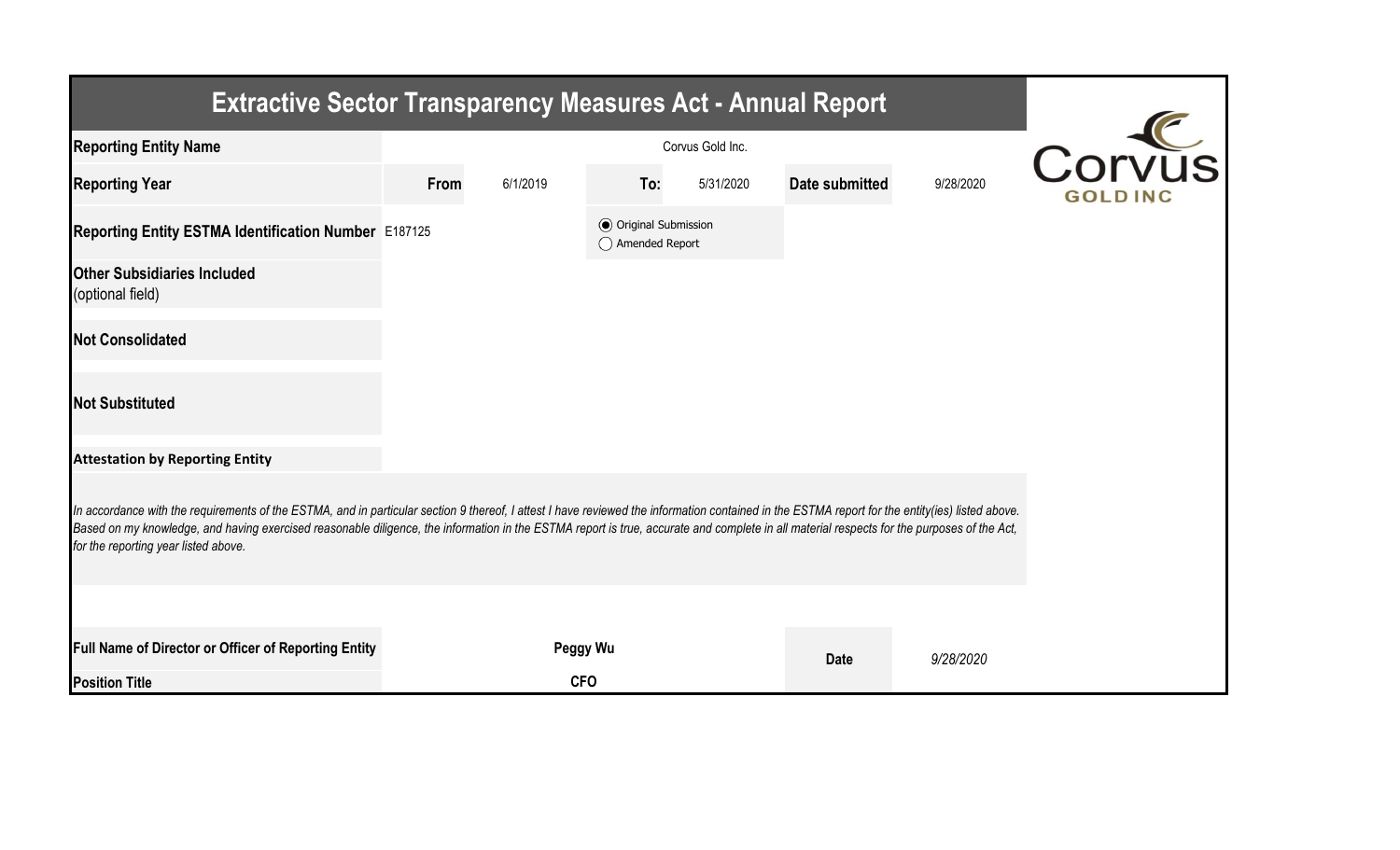# Extractive Sector Transparency Measures Act - Annual Report

| | | | | | | |
|---|---|---|---|---|---|---|
| **Reporting Entity Name** | Corvus Gold Inc. | | | | | |
| **Reporting Year** | **From** | 6/1/2019 | **To:** | 5/31/2020 | **Date submitted** | 9/28/2020 |
| **Reporting Entity ESTMA Identification Number** | E187125 | | ◉ Original Submission ◯ Amended Report | | | |
| **Other Subsidiaries Included** (optional field) | | | | | | |
| **Not Consolidated** | | | | | | |
| **Not Substituted** | | | | | | |

**Attestation by Reporting Entity**

*In accordance with the requirements of the ESTMA, and in particular section 9 thereof, I attest I have reviewed the information contained in the ESTMA report for the entity(ies) listed above. Based on my knowledge, and having exercised reasonable diligence, the information in the ESTMA report is true, accurate and complete in all material respects for the purposes of the Act, for the reporting year listed above.*

| | | | |
|---|---|---|---|
| **Full Name of Director or Officer of Reporting Entity** | **Peggy Wu** | **Date** | *9/28/2020* |
| **Position Title** | **CFO** | | |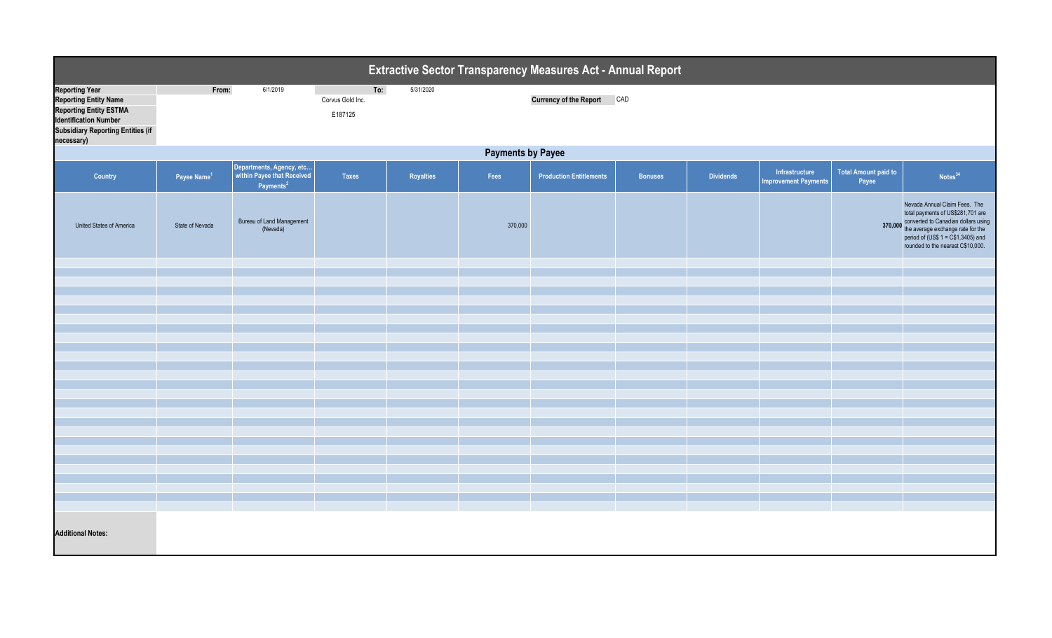# Extractive Sector Transparency Measures Act - Annual Report

| | | | | |
|---|---|---|---|---|
| **Reporting Year** | From: | 6/1/2019 | To: | 5/31/2020 |
| **Reporting Entity Name** | | Corvus Gold Inc. | | |
| **Reporting Entity ESTMA Identification Number** | | E187125 | | |
| **Subsidiary Reporting Entities (if necessary)** | | | | |

**Currency of the Report** CAD

## Payments by Payee

| Country | Payee Name[1] | Departments, Agency, etc… within Payee that Received Payments[2] | Taxes | Royalties | Fees | Production Entitlements | Bonuses | Dividends | Infrastructure Improvement Payments | Total Amount paid to Payee | Notes[34] |
|---|---|---|---|---|---|---|---|---|---|---|---|
| United States of America | State of Nevada | Bureau of Land Management (Nevada) | | | 370,000 | | | | | 370,000 | Nevada Annual Claim Fees. The total payments of US$281,701 are converted to Canadian dollars using the average exchange rate for the period of (US$ 1 = C$1.3405) and rounded to the nearest C$10,000. |

**Additional Notes:**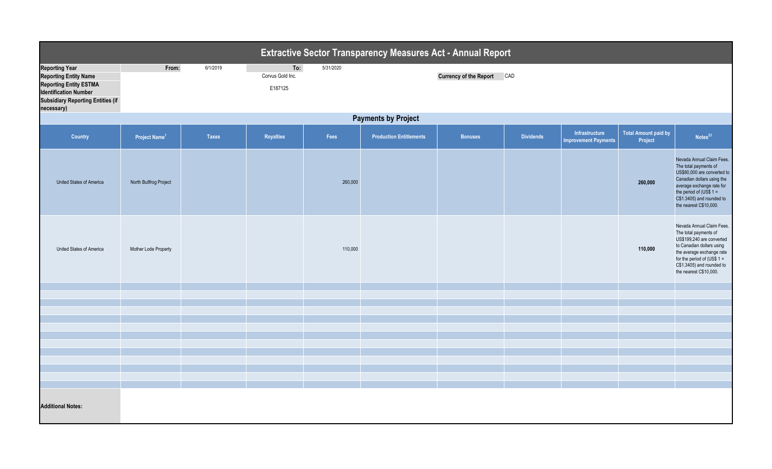# Extractive Sector Transparency Measures Act - Annual Report

| | | | | | |
|---|---|---|---|---|---|
| **Reporting Year** | From: | 6/1/2019 | To: | 5/31/2020 | |
| **Reporting Entity Name** | | | Corvus Gold Inc. | **Currency of the Report** | CAD |
| **Reporting Entity ESTMA Identification Number** | | | E187125 | | |
| **Subsidiary Reporting Entities (if necessary)** | | | | | |

## Payments by Project

| Country | Project Name[1] | Taxes | Royalties | Fees | Production Entitlements | Bonuses | Dividends | Infrastructure Improvement Payments | Total Amount paid by Project | Notes[23] |
|---|---|---|---|---|---|---|---|---|---|---|
| United States of America | North Bullfrog Project | | | 260,000 | | | | | **260,000** | Nevada Annual Claim Fees. The total payments of US$80,000 are converted to Canadian dollars using the average exchange rate for the period of (US$ 1 = C$1.3405) and rounded to the nearest C$10,000. |
| United States of America | Mother Lode Property | | | 110,000 | | | | | **110,000** | Nevada Annual Claim Fees. The total payments of US$199,240 are converted to Canadian dollars using the average exchange rate for the period of (US$ 1 = C$1.3405) and rounded to the nearest C$10,000. |

**Additional Notes:**